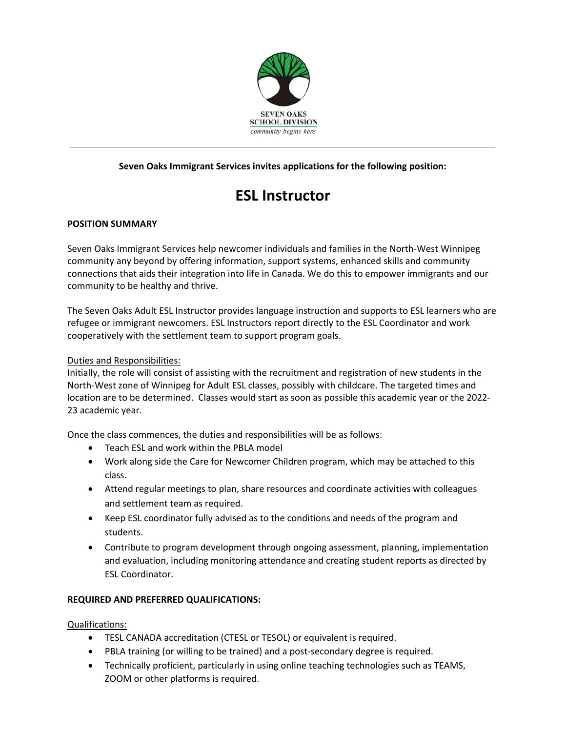SEVEN OAKS SCHOOL DIVISION

*community begins here*

---

**Seven Oaks Immigrant Services invites applications for the following position:**

# ESL Instructor

**POSITION SUMMARY**

Seven Oaks Immigrant Services help newcomer individuals and families in the North-West Winnipeg community any beyond by offering information, support systems, enhanced skills and community connections that aids their integration into life in Canada. We do this to empower immigrants and our community to be healthy and thrive.

The Seven Oaks Adult ESL Instructor provides language instruction and supports to ESL learners who are refugee or immigrant newcomers. ESL Instructors report directly to the ESL Coordinator and work cooperatively with the settlement team to support program goals.

Duties and Responsibilities:

Initially, the role will consist of assisting with the recruitment and registration of new students in the North-West zone of Winnipeg for Adult ESL classes, possibly with childcare. The targeted times and location are to be determined. Classes would start as soon as possible this academic year or the 2022-23 academic year.

Once the class commences, the duties and responsibilities will be as follows:

- Teach ESL and work within the PBLA model
- Work along side the Care for Newcomer Children program, which may be attached to this class.
- Attend regular meetings to plan, share resources and coordinate activities with colleagues and settlement team as required.
- Keep ESL coordinator fully advised as to the conditions and needs of the program and students.
- Contribute to program development through ongoing assessment, planning, implementation and evaluation, including monitoring attendance and creating student reports as directed by ESL Coordinator.

**REQUIRED AND PREFERRED QUALIFICATIONS:**

Qualifications:

- TESL CANADA accreditation (CTESL or TESOL) or equivalent is required.
- PBLA training (or willing to be trained) and a post-secondary degree is required.
- Technically proficient, particularly in using online teaching technologies such as TEAMS, ZOOM or other platforms is required.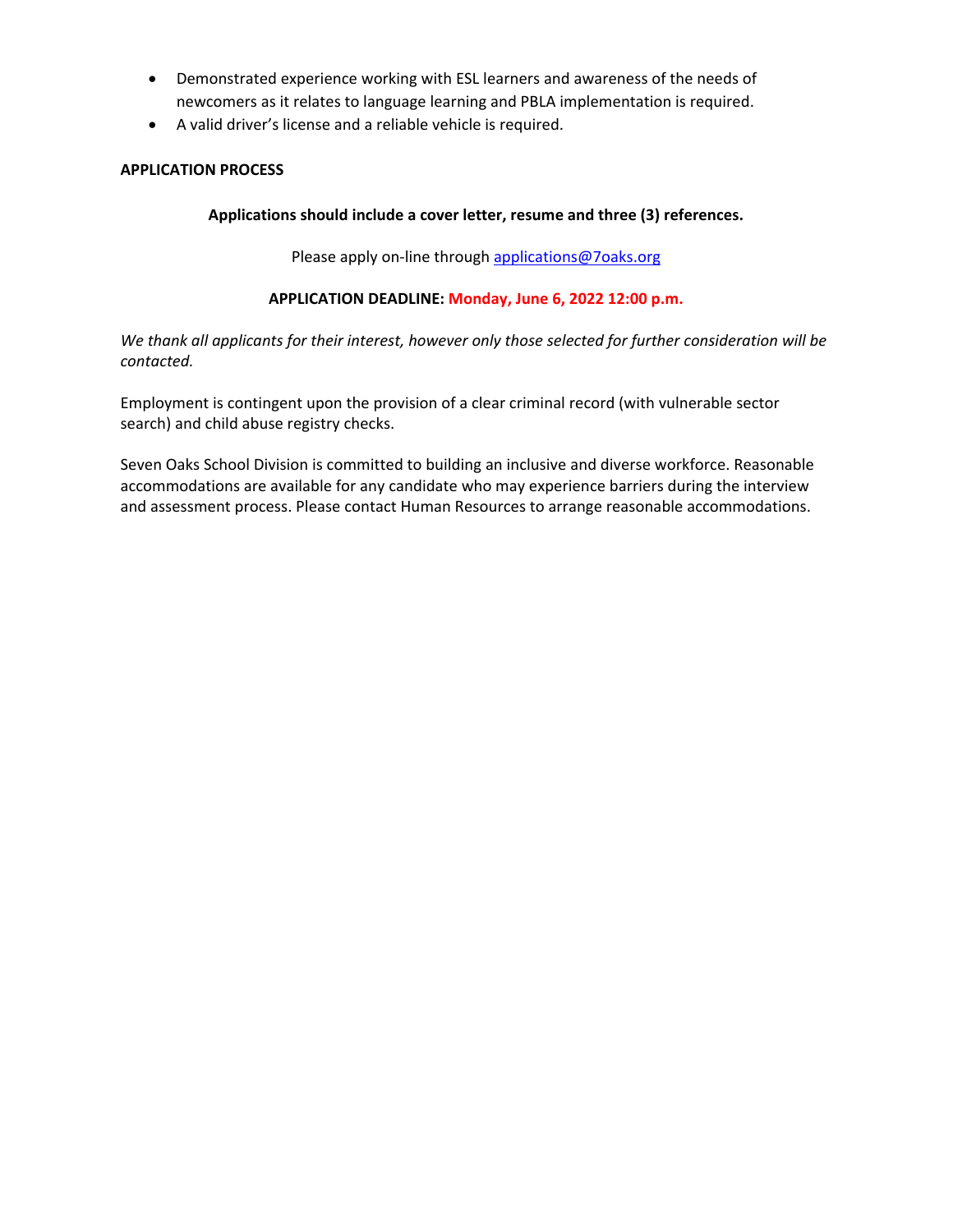- Demonstrated experience working with ESL learners and awareness of the needs of newcomers as it relates to language learning and PBLA implementation is required.
- A valid driver's license and a reliable vehicle is required.

**APPLICATION PROCESS**

**Applications should include a cover letter, resume and three (3) references.**

Please apply on-line through applications@7oaks.org

**APPLICATION DEADLINE: Monday, June 6, 2022 12:00 p.m.**

*We thank all applicants for their interest, however only those selected for further consideration will be contacted.*

Employment is contingent upon the provision of a clear criminal record (with vulnerable sector search) and child abuse registry checks.

Seven Oaks School Division is committed to building an inclusive and diverse workforce. Reasonable accommodations are available for any candidate who may experience barriers during the interview and assessment process. Please contact Human Resources to arrange reasonable accommodations.